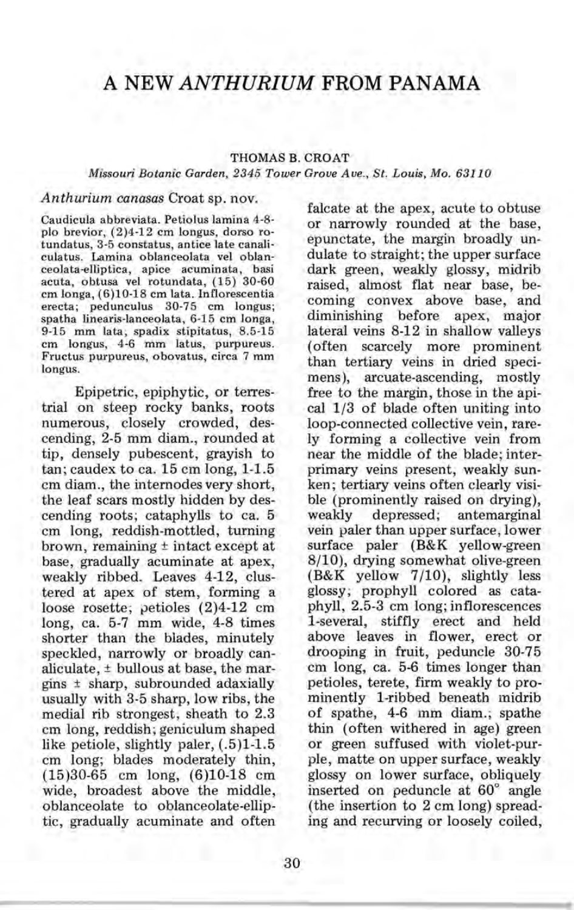# A NEW *ANTHURIUM* FROM PANAMA

THOMAS B. CROAT

*Missouri Botanic Garden, 2345 Tower Grove Ave., St. Louis, Mo. 63110*

*Anthurium canasas* Croat sp. nov.

Caudicula abbreviata. Petiolus lamina 4-8-plo brevior, (2)4-12 cm longus, dorso rotundatus, 3-5 constatus, antice late canaliculatus. Lamina oblanceolata vel oblanceolata-elliptica, apice acuminata, basi acuta, obtusa vel rotundata, (15) 30-60 cm longa, (6)10-18 cm lata. Inflorescentia erecta; pedunculus 30-75 cm longus; spatha linearis-lanceolata, 6-15 cm longa, 9-15 mm lata, spadix stipitatus, 8.5-15 cm longus, 4-6 mm latus, purpureus. Fructus purpureus, obovatus, circa 7 mm longus.

Epipetric, epiphytic, or terrestrial on steep rocky banks, roots numerous, closely crowded, descending, 2-5 mm diam., rounded at tip, densely pubescent, grayish to tan; caudex to ca. 15 cm long, 1-1.5 cm diam., the internodes very short, the leaf scars mostly hidden by descending roots; cataphylls to ca. 5 cm long, reddish-mottled, turning brown, remaining ± intact except at base, gradually acuminate at apex, weakly ribbed. Leaves 4-12, clustered at apex of stem, forming a loose rosette; petioles (2)4-12 cm long, ca. 5-7 mm wide, 4-8 times shorter than the blades, minutely speckled, narrowly or broadly canaliculate, ± bullous at base, the margins ± sharp, subrounded adaxially usually with 3-5 sharp, low ribs, the medial rib strongest, sheath to 2.3 cm long, reddish; geniculum shaped like petiole, slightly paler, (.5)1-1.5 cm long; blades moderately thin, (15)30-65 cm long, (6)10-18 cm wide, broadest above the middle, oblanceolate to oblanceolate-elliptic, gradually acuminate and often falcate at the apex, acute to obtuse or narrowly rounded at the base, epunctate, the margin broadly undulate to straight; the upper surface dark green, weakly glossy, midrib raised, almost flat near base, becoming convex above base, and diminishing before apex, major lateral veins 8-12 in shallow valleys (often scarcely more prominent than tertiary veins in dried specimens), arcuate-ascending, mostly free to the margin, those in the apical 1/3 of blade often uniting into loop-connected collective vein, rarely forming a collective vein from near the middle of the blade; interprimary veins present, weakly sunken; tertiary veins often clearly visible (prominently raised on drying), weakly depressed; antemarginal vein paler than upper surface, lower surface paler (B&K yellow-green 8/10), drying somewhat olive-green (B&K yellow 7/10), slightly less glossy; prophyll colored as cataphyll, 2.5-3 cm long; inflorescences 1-several, stiffly erect and held above leaves in flower, erect or drooping in fruit, peduncle 30-75 cm long, ca. 5-6 times longer than petioles, terete, firm weakly to prominently 1-ribbed beneath midrib of spathe, 4-6 mm diam.; spathe thin (often withered in age) green or green suffused with violet-purple, matte on upper surface, weakly glossy on lower surface, obliquely inserted on peduncle at 60° angle (the insertion to 2 cm long) spreading and recurving or loosely coiled,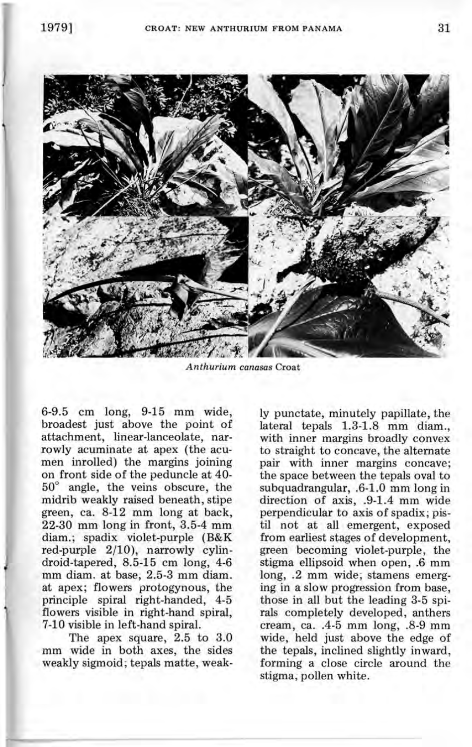*Anthurium canasas* Croat

6-9.5 cm long, 9-15 mm wide, broadest just above the point of attachment, linear-lanceolate, narrowly acuminate at apex (the acumen inrolled) the margins joining on front side of the peduncle at 40-50° angle, the veins obscure, the midrib weakly raised beneath, stipe green, ca. 8-12 mm long at back, 22-30 mm long in front, 3.5-4 mm diam.; spadix violet-purple (B&K red-purple 2/10), narrowly cylindroid-tapered, 8.5-15 cm long, 4-6 mm diam. at base, 2.5-3 mm diam. at apex; flowers protogynous, the principle spiral right-handed, 4-5 flowers visible in right-hand spiral, 7-10 visible in left-hand spiral.

The apex square, 2.5 to 3.0 mm wide in both axes, the sides weakly sigmoid; tepals matte, weakly punctate, minutely papillate, the lateral tepals 1.3-1.8 mm diam., with inner margins broadly convex to straight to concave, the alternate pair with inner margins concave; the space between the tepals oval to subquadrangular, .6-1.0 mm long in direction of axis, .9-1.4 mm wide perpendicular to axis of spadix; pistil not at all emergent, exposed from earliest stages of development, green becoming violet-purple, the stigma ellipsoid when open, .6 mm long, .2 mm wide; stamens emerging in a slow progression from base, those in all but the leading 3-5 spirals completely developed, anthers cream, ca. .4-5 mm long, .8-9 mm wide, held just above the edge of the tepals, inclined slightly inward, forming a close circle around the stigma, pollen white.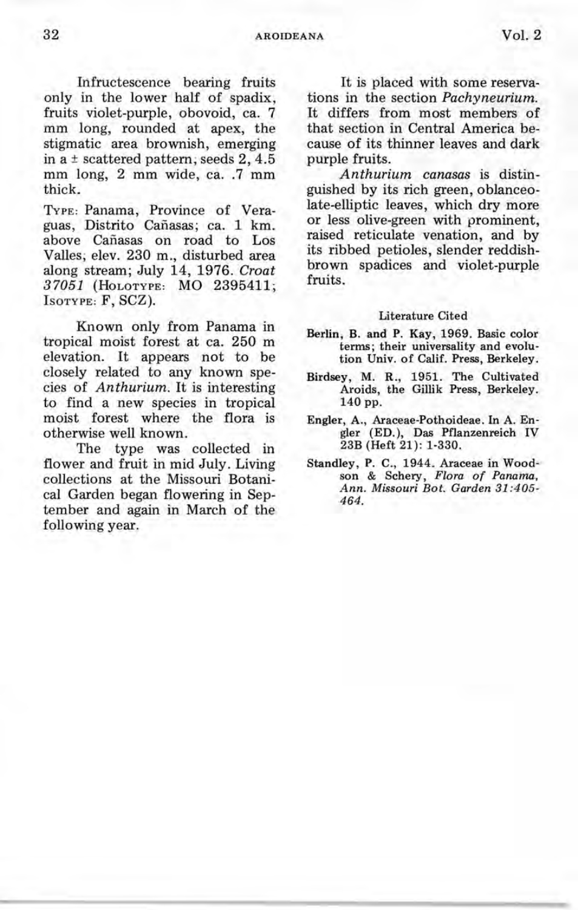Infructescence bearing fruits only in the lower half of spadix, fruits violet-purple, obovoid, ca. 7 mm long, rounded at apex, the stigmatic area brownish, emerging in a ± scattered pattern; seeds 2, 4.5 mm long, 2 mm wide, ca. .7 mm thick.

TYPE: Panama, Province of Veraguas, Distrito Cañasas; ca. 1 km. above Cañasas on road to Los Valles; elev. 230 m., disturbed area along stream; July 14, 1976. *Croat 37051* (HOLOTYPE: MO 2395411; ISOTYPE: F, SCZ).

Known only from Panama in tropical moist forest at ca. 250 m elevation. It appears not to be closely related to any known species of *Anthurium*. It is interesting to find a new species in tropical moist forest where the flora is otherwise well known.

The type was collected in flower and fruit in mid July. Living collections at the Missouri Botanical Garden began flowering in September and again in March of the following year.

It is placed with some reservations in the section *Pachyneurium*. It differs from most members of that section in Central America because of its thinner leaves and dark purple fruits.

*Anthurium canasas* is distinguished by its rich green, oblanceolate-elliptic leaves, which dry more or less olive-green with prominent, raised reticulate venation, and by its ribbed petioles, slender reddish-brown spadices and violet-purple fruits.

### Literature Cited

Berlin, B. and P. Kay, 1969. Basic color terms; their universality and evolution Univ. of Calif. Press, Berkeley.

Birdsey, M. R., 1951. The Cultivated Aroids, the Gillik Press, Berkeley. 140 pp.

Engler, A., Araceae-Pothoideae. In A. Engler (ED.), Das Pflanzenreich IV 23B (Heft 21): 1-330.

Standley, P. C., 1944. Araceae in Woodson & Schery, *Flora of Panama, Ann. Missouri Bot. Garden 31:405-464.*